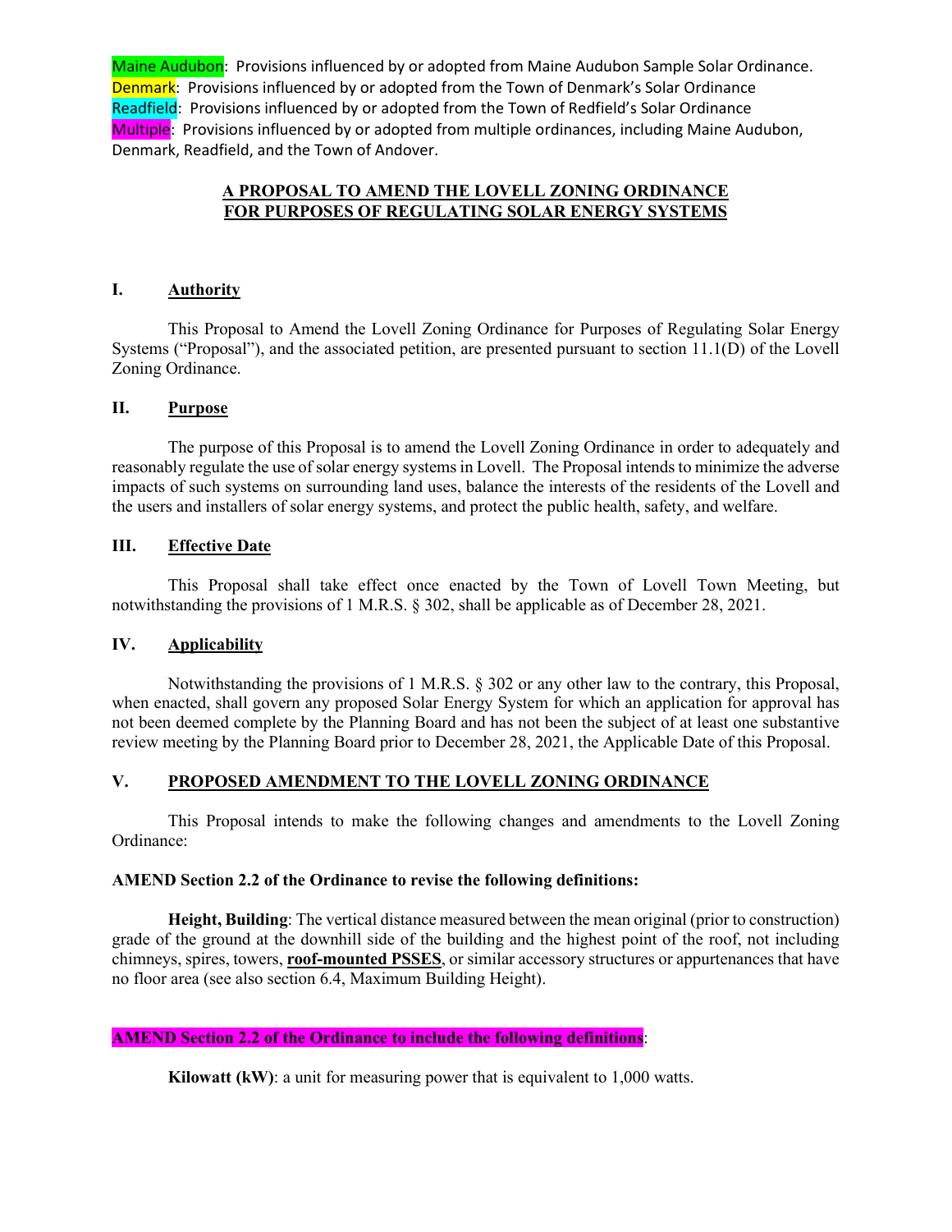Maine Audubon: Provisions influenced by or adopted from Maine Audubon Sample Solar Ordinance.
Denmark: Provisions influenced by or adopted from the Town of Denmark's Solar Ordinance
Readfield: Provisions influenced by or adopted from the Town of Redfield's Solar Ordinance
Multiple: Provisions influenced by or adopted from multiple ordinances, including Maine Audubon, Denmark, Readfield, and the Town of Andover.

## A PROPOSAL TO AMEND THE LOVELL ZONING ORDINANCE FOR PURPOSES OF REGULATING SOLAR ENERGY SYSTEMS

### I. Authority

This Proposal to Amend the Lovell Zoning Ordinance for Purposes of Regulating Solar Energy Systems ("Proposal"), and the associated petition, are presented pursuant to section 11.1(D) of the Lovell Zoning Ordinance.

### II. Purpose

The purpose of this Proposal is to amend the Lovell Zoning Ordinance in order to adequately and reasonably regulate the use of solar energy systems in Lovell. The Proposal intends to minimize the adverse impacts of such systems on surrounding land uses, balance the interests of the residents of the Lovell and the users and installers of solar energy systems, and protect the public health, safety, and welfare.

### III. Effective Date

This Proposal shall take effect once enacted by the Town of Lovell Town Meeting, but notwithstanding the provisions of 1 M.R.S. § 302, shall be applicable as of December 28, 2021.

### IV. Applicability

Notwithstanding the provisions of 1 M.R.S. § 302 or any other law to the contrary, this Proposal, when enacted, shall govern any proposed Solar Energy System for which an application for approval has not been deemed complete by the Planning Board and has not been the subject of at least one substantive review meeting by the Planning Board prior to December 28, 2021, the Applicable Date of this Proposal.

### V. PROPOSED AMENDMENT TO THE LOVELL ZONING ORDINANCE

This Proposal intends to make the following changes and amendments to the Lovell Zoning Ordinance:

**AMEND Section 2.2 of the Ordinance to revise the following definitions:**

**Height, Building**: The vertical distance measured between the mean original (prior to construction) grade of the ground at the downhill side of the building and the highest point of the roof, not including chimneys, spires, towers, **roof-mounted PSSES**, or similar accessory structures or appurtenances that have no floor area (see also section 6.4, Maximum Building Height).

**AMEND Section 2.2 of the Ordinance to include the following definitions**:

**Kilowatt (kW)**: a unit for measuring power that is equivalent to 1,000 watts.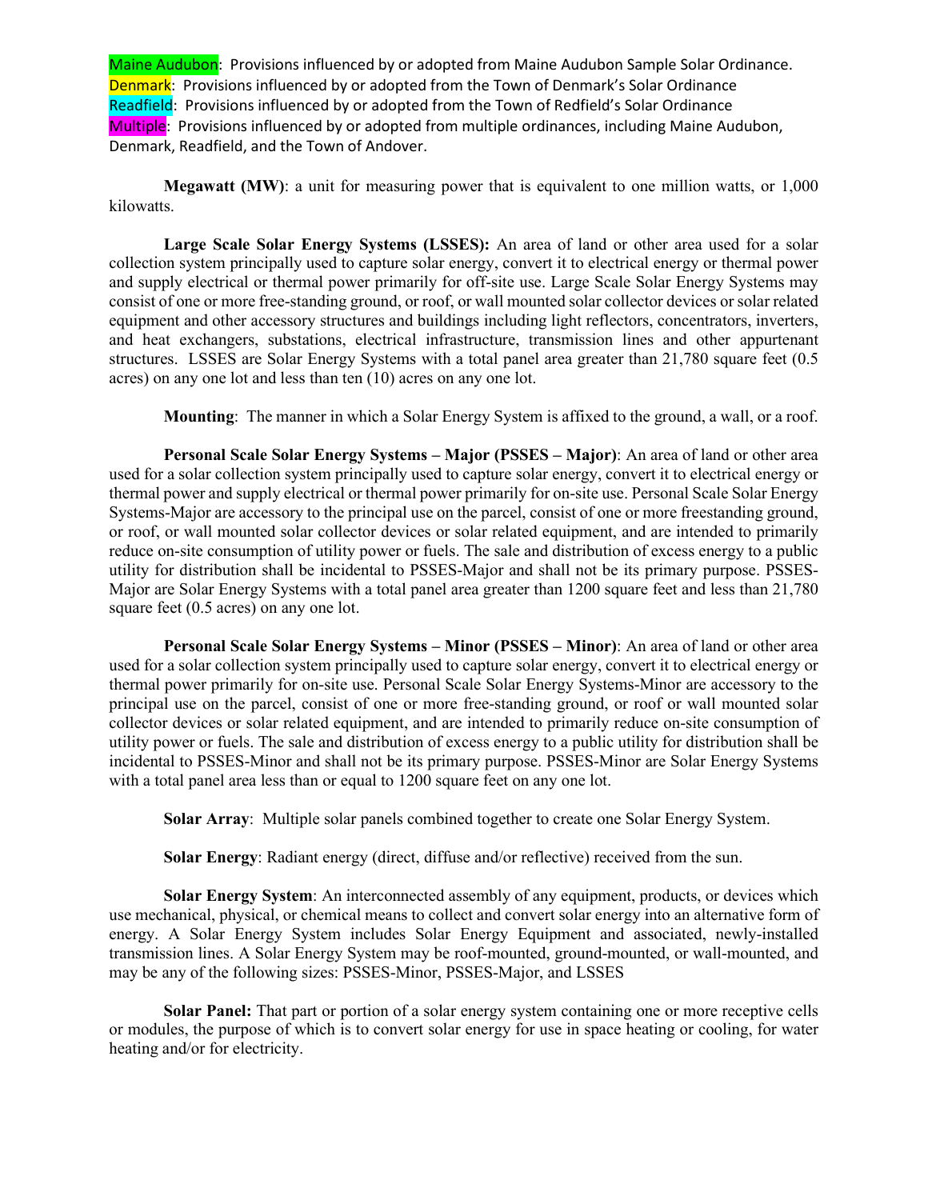Maine Audubon: Provisions influenced by or adopted from Maine Audubon Sample Solar Ordinance.
Denmark: Provisions influenced by or adopted from the Town of Denmark's Solar Ordinance
Readfield: Provisions influenced by or adopted from the Town of Redfield's Solar Ordinance
Multiple: Provisions influenced by or adopted from multiple ordinances, including Maine Audubon, Denmark, Readfield, and the Town of Andover.

**Megawatt (MW)**: a unit for measuring power that is equivalent to one million watts, or 1,000 kilowatts.

**Large Scale Solar Energy Systems (LSSES):** An area of land or other area used for a solar collection system principally used to capture solar energy, convert it to electrical energy or thermal power and supply electrical or thermal power primarily for off-site use. Large Scale Solar Energy Systems may consist of one or more free-standing ground, or roof, or wall mounted solar collector devices or solar related equipment and other accessory structures and buildings including light reflectors, concentrators, inverters, and heat exchangers, substations, electrical infrastructure, transmission lines and other appurtenant structures. LSSES are Solar Energy Systems with a total panel area greater than 21,780 square feet (0.5 acres) on any one lot and less than ten (10) acres on any one lot.

**Mounting**: The manner in which a Solar Energy System is affixed to the ground, a wall, or a roof.

**Personal Scale Solar Energy Systems – Major (PSSES – Major)**: An area of land or other area used for a solar collection system principally used to capture solar energy, convert it to electrical energy or thermal power and supply electrical or thermal power primarily for on-site use. Personal Scale Solar Energy Systems-Major are accessory to the principal use on the parcel, consist of one or more freestanding ground, or roof, or wall mounted solar collector devices or solar related equipment, and are intended to primarily reduce on-site consumption of utility power or fuels. The sale and distribution of excess energy to a public utility for distribution shall be incidental to PSSES-Major and shall not be its primary purpose. PSSES-Major are Solar Energy Systems with a total panel area greater than 1200 square feet and less than 21,780 square feet (0.5 acres) on any one lot.

**Personal Scale Solar Energy Systems – Minor (PSSES – Minor)**: An area of land or other area used for a solar collection system principally used to capture solar energy, convert it to electrical energy or thermal power primarily for on-site use. Personal Scale Solar Energy Systems-Minor are accessory to the principal use on the parcel, consist of one or more free-standing ground, or roof or wall mounted solar collector devices or solar related equipment, and are intended to primarily reduce on-site consumption of utility power or fuels. The sale and distribution of excess energy to a public utility for distribution shall be incidental to PSSES-Minor and shall not be its primary purpose. PSSES-Minor are Solar Energy Systems with a total panel area less than or equal to 1200 square feet on any one lot.

**Solar Array**: Multiple solar panels combined together to create one Solar Energy System.

**Solar Energy**: Radiant energy (direct, diffuse and/or reflective) received from the sun.

**Solar Energy System**: An interconnected assembly of any equipment, products, or devices which use mechanical, physical, or chemical means to collect and convert solar energy into an alternative form of energy. A Solar Energy System includes Solar Energy Equipment and associated, newly-installed transmission lines. A Solar Energy System may be roof-mounted, ground-mounted, or wall-mounted, and may be any of the following sizes: PSSES-Minor, PSSES-Major, and LSSES

**Solar Panel:** That part or portion of a solar energy system containing one or more receptive cells or modules, the purpose of which is to convert solar energy for use in space heating or cooling, for water heating and/or for electricity.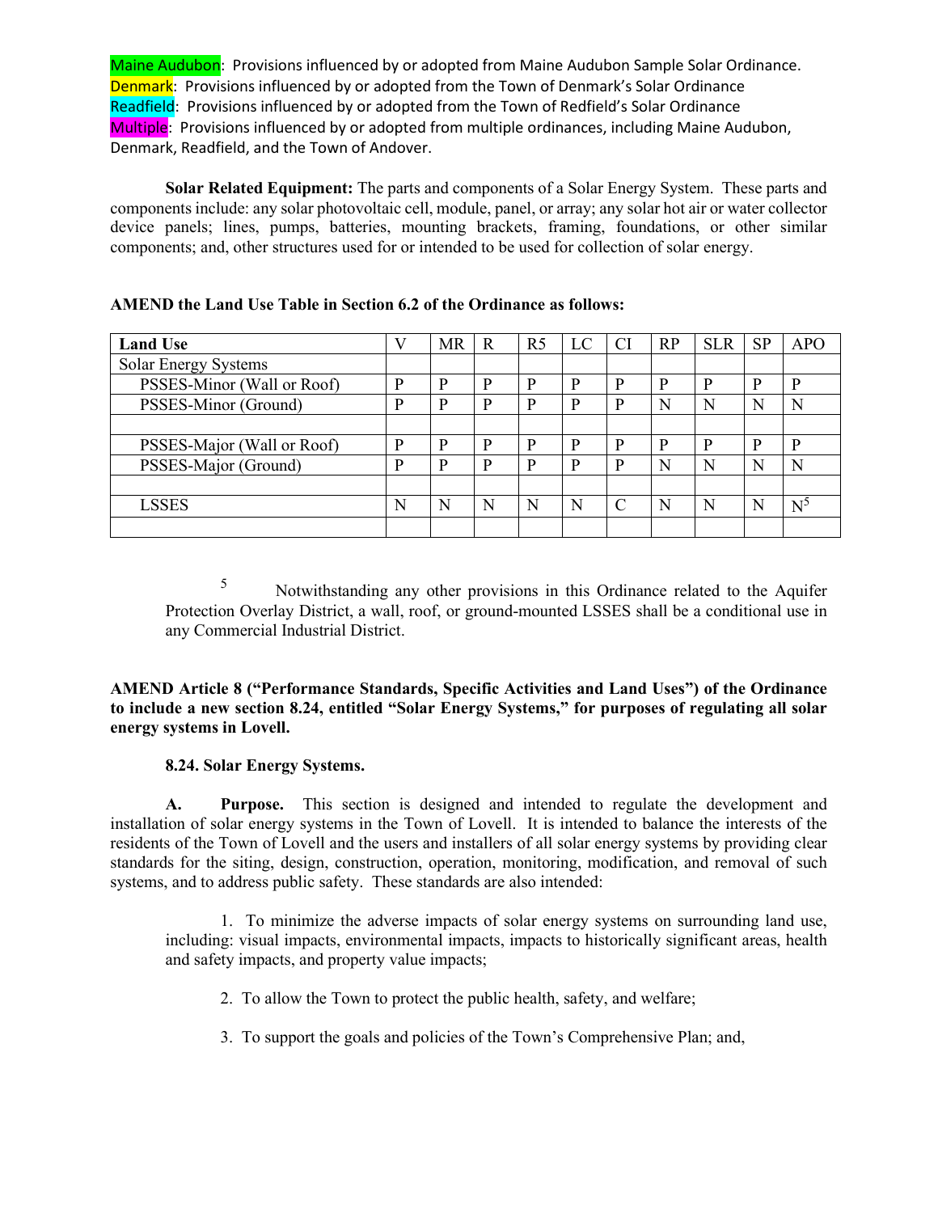Maine Audubon: Provisions influenced by or adopted from Maine Audubon Sample Solar Ordinance.
Denmark: Provisions influenced by or adopted from the Town of Denmark's Solar Ordinance
Readfield: Provisions influenced by or adopted from the Town of Redfield's Solar Ordinance
Multiple: Provisions influenced by or adopted from multiple ordinances, including Maine Audubon, Denmark, Readfield, and the Town of Andover.

**Solar Related Equipment:** The parts and components of a Solar Energy System. These parts and components include: any solar photovoltaic cell, module, panel, or array; any solar hot air or water collector device panels; lines, pumps, batteries, mounting brackets, framing, foundations, or other similar components; and, other structures used for or intended to be used for collection of solar energy.

**AMEND the Land Use Table in Section 6.2 of the Ordinance as follows:**

| Land Use | V | MR | R | R5 | LC | CI | RP | SLR | SP | APO |
|---|---|---|---|---|---|---|---|---|---|---|
| Solar Energy Systems | | | | | | | | | | |
| PSSES-Minor (Wall or Roof) | P | P | P | P | P | P | P | P | P | P |
| PSSES-Minor (Ground) | P | P | P | P | P | P | N | N | N | N |
| | | | | | | | | | | |
| PSSES-Major (Wall or Roof) | P | P | P | P | P | P | P | P | P | P |
| PSSES-Major (Ground) | P | P | P | P | P | P | N | N | N | N |
| | | | | | | | | | | |
| LSSES | N | N | N | N | N | C | N | N | N | N[5] |
| | | | | | | | | | | |

[5] Notwithstanding any other provisions in this Ordinance related to the Aquifer Protection Overlay District, a wall, roof, or ground-mounted LSSES shall be a conditional use in any Commercial Industrial District.

**AMEND Article 8 ("Performance Standards, Specific Activities and Land Uses") of the Ordinance to include a new section 8.24, entitled "Solar Energy Systems," for purposes of regulating all solar energy systems in Lovell.**

**8.24. Solar Energy Systems.**

**A. Purpose.** This section is designed and intended to regulate the development and installation of solar energy systems in the Town of Lovell. It is intended to balance the interests of the residents of the Town of Lovell and the users and installers of all solar energy systems by providing clear standards for the siting, design, construction, operation, monitoring, modification, and removal of such systems, and to address public safety. These standards are also intended:

1. To minimize the adverse impacts of solar energy systems on surrounding land use, including: visual impacts, environmental impacts, impacts to historically significant areas, health and safety impacts, and property value impacts;

2. To allow the Town to protect the public health, safety, and welfare;

3. To support the goals and policies of the Town's Comprehensive Plan; and,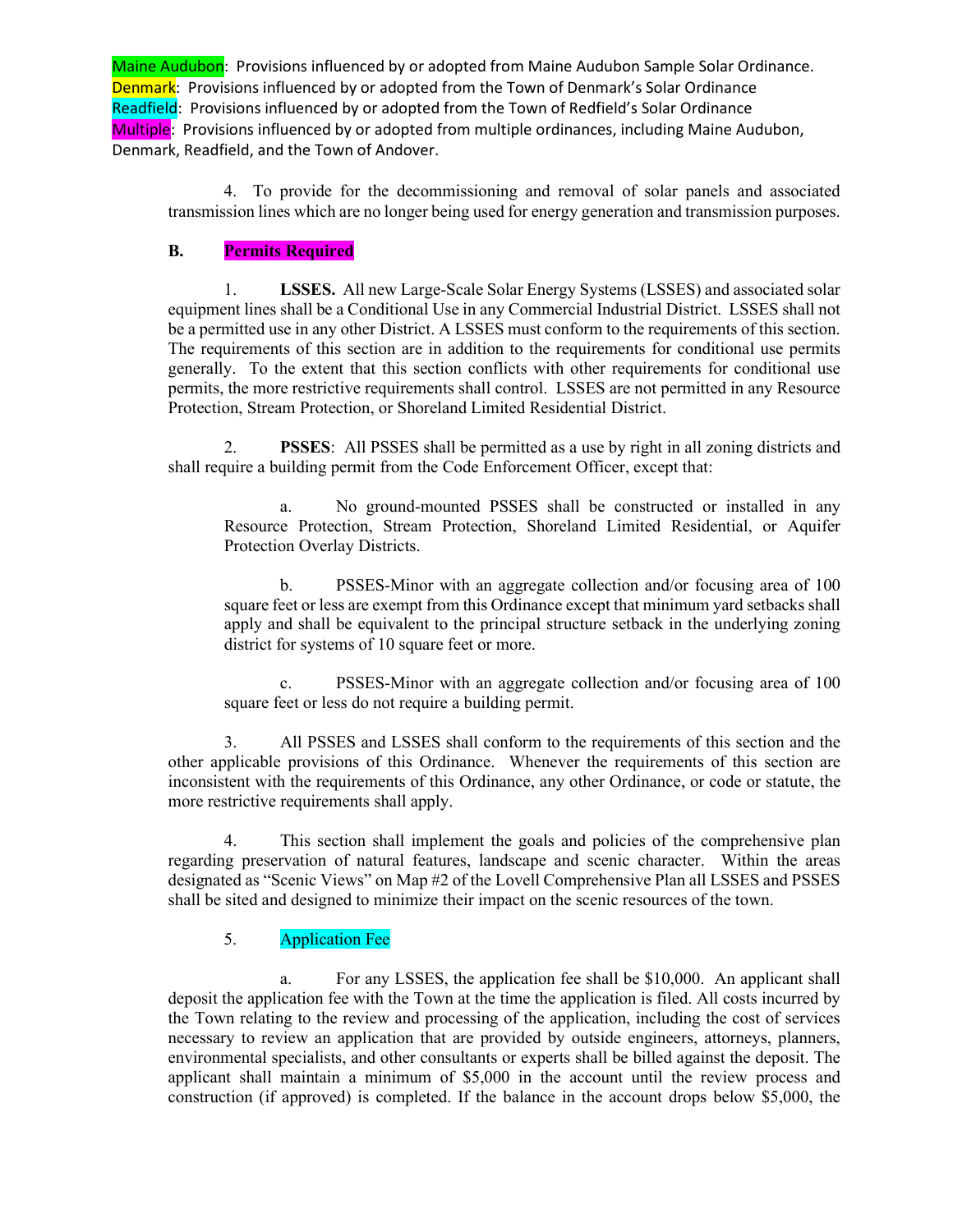Maine Audubon: Provisions influenced by or adopted from Maine Audubon Sample Solar Ordinance.
Denmark: Provisions influenced by or adopted from the Town of Denmark's Solar Ordinance
Readfield: Provisions influenced by or adopted from the Town of Redfield's Solar Ordinance
Multiple: Provisions influenced by or adopted from multiple ordinances, including Maine Audubon, Denmark, Readfield, and the Town of Andover.

4. To provide for the decommissioning and removal of solar panels and associated transmission lines which are no longer being used for energy generation and transmission purposes.

**B. Permits Required**

1. **LSSES.** All new Large-Scale Solar Energy Systems (LSSES) and associated solar equipment lines shall be a Conditional Use in any Commercial Industrial District. LSSES shall not be a permitted use in any other District. A LSSES must conform to the requirements of this section. The requirements of this section are in addition to the requirements for conditional use permits generally. To the extent that this section conflicts with other requirements for conditional use permits, the more restrictive requirements shall control. LSSES are not permitted in any Resource Protection, Stream Protection, or Shoreland Limited Residential District.

2. **PSSES**: All PSSES shall be permitted as a use by right in all zoning districts and shall require a building permit from the Code Enforcement Officer, except that:

a. No ground-mounted PSSES shall be constructed or installed in any Resource Protection, Stream Protection, Shoreland Limited Residential, or Aquifer Protection Overlay Districts.

b. PSSES-Minor with an aggregate collection and/or focusing area of 100 square feet or less are exempt from this Ordinance except that minimum yard setbacks shall apply and shall be equivalent to the principal structure setback in the underlying zoning district for systems of 10 square feet or more.

c. PSSES-Minor with an aggregate collection and/or focusing area of 100 square feet or less do not require a building permit.

3. All PSSES and LSSES shall conform to the requirements of this section and the other applicable provisions of this Ordinance. Whenever the requirements of this section are inconsistent with the requirements of this Ordinance, any other Ordinance, or code or statute, the more restrictive requirements shall apply.

4. This section shall implement the goals and policies of the comprehensive plan regarding preservation of natural features, landscape and scenic character. Within the areas designated as "Scenic Views" on Map #2 of the Lovell Comprehensive Plan all LSSES and PSSES shall be sited and designed to minimize their impact on the scenic resources of the town.

5. Application Fee

a. For any LSSES, the application fee shall be $10,000. An applicant shall deposit the application fee with the Town at the time the application is filed. All costs incurred by the Town relating to the review and processing of the application, including the cost of services necessary to review an application that are provided by outside engineers, attorneys, planners, environmental specialists, and other consultants or experts shall be billed against the deposit. The applicant shall maintain a minimum of $5,000 in the account until the review process and construction (if approved) is completed. If the balance in the account drops below $5,000, the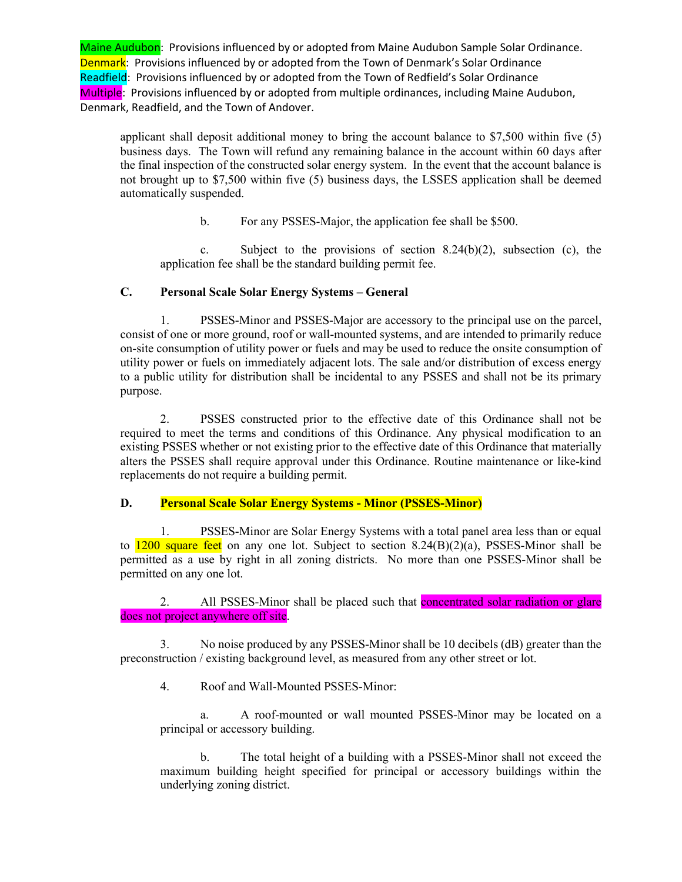Maine Audubon: Provisions influenced by or adopted from Maine Audubon Sample Solar Ordinance.
Denmark: Provisions influenced by or adopted from the Town of Denmark's Solar Ordinance
Readfield: Provisions influenced by or adopted from the Town of Redfield's Solar Ordinance
Multiple: Provisions influenced by or adopted from multiple ordinances, including Maine Audubon, Denmark, Readfield, and the Town of Andover.

applicant shall deposit additional money to bring the account balance to $7,500 within five (5) business days. The Town will refund any remaining balance in the account within 60 days after the final inspection of the constructed solar energy system. In the event that the account balance is not brought up to $7,500 within five (5) business days, the LSSES application shall be deemed automatically suspended.

b. For any PSSES-Major, the application fee shall be $500.

c. Subject to the provisions of section 8.24(b)(2), subsection (c), the application fee shall be the standard building permit fee.

**C. Personal Scale Solar Energy Systems – General**

1. PSSES-Minor and PSSES-Major are accessory to the principal use on the parcel, consist of one or more ground, roof or wall-mounted systems, and are intended to primarily reduce on-site consumption of utility power or fuels and may be used to reduce the onsite consumption of utility power or fuels on immediately adjacent lots. The sale and/or distribution of excess energy to a public utility for distribution shall be incidental to any PSSES and shall not be its primary purpose.

2. PSSES constructed prior to the effective date of this Ordinance shall not be required to meet the terms and conditions of this Ordinance. Any physical modification to an existing PSSES whether or not existing prior to the effective date of this Ordinance that materially alters the PSSES shall require approval under this Ordinance. Routine maintenance or like-kind replacements do not require a building permit.

**D. Personal Scale Solar Energy Systems - Minor (PSSES-Minor)**

1. PSSES-Minor are Solar Energy Systems with a total panel area less than or equal to 1200 square feet on any one lot. Subject to section 8.24(B)(2)(a), PSSES-Minor shall be permitted as a use by right in all zoning districts. No more than one PSSES-Minor shall be permitted on any one lot.

2. All PSSES-Minor shall be placed such that concentrated solar radiation or glare does not project anywhere off site.

3. No noise produced by any PSSES-Minor shall be 10 decibels (dB) greater than the preconstruction / existing background level, as measured from any other street or lot.

4. Roof and Wall-Mounted PSSES-Minor:

a. A roof-mounted or wall mounted PSSES-Minor may be located on a principal or accessory building.

b. The total height of a building with a PSSES-Minor shall not exceed the maximum building height specified for principal or accessory buildings within the underlying zoning district.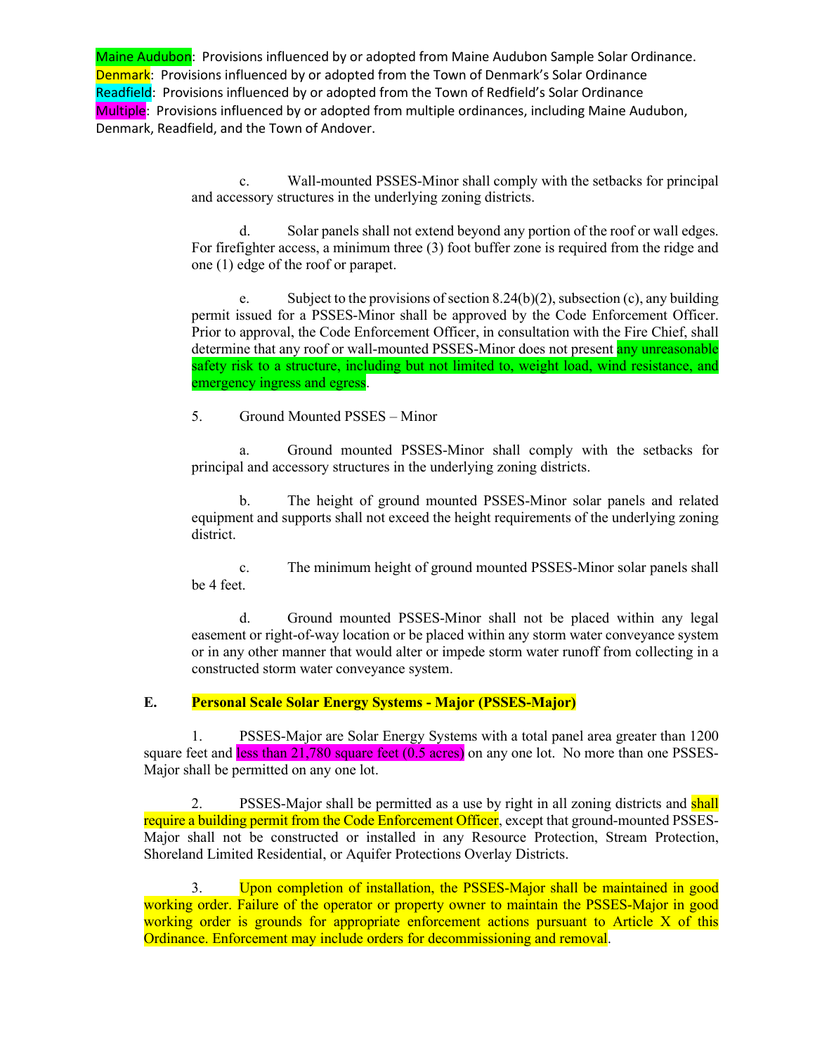Maine Audubon: Provisions influenced by or adopted from Maine Audubon Sample Solar Ordinance.
Denmark: Provisions influenced by or adopted from the Town of Denmark's Solar Ordinance
Readfield: Provisions influenced by or adopted from the Town of Redfield's Solar Ordinance
Multiple: Provisions influenced by or adopted from multiple ordinances, including Maine Audubon, Denmark, Readfield, and the Town of Andover.

c. Wall-mounted PSSES-Minor shall comply with the setbacks for principal and accessory structures in the underlying zoning districts.

d. Solar panels shall not extend beyond any portion of the roof or wall edges. For firefighter access, a minimum three (3) foot buffer zone is required from the ridge and one (1) edge of the roof or parapet.

e. Subject to the provisions of section 8.24(b)(2), subsection (c), any building permit issued for a PSSES-Minor shall be approved by the Code Enforcement Officer. Prior to approval, the Code Enforcement Officer, in consultation with the Fire Chief, shall determine that any roof or wall-mounted PSSES-Minor does not present any unreasonable safety risk to a structure, including but not limited to, weight load, wind resistance, and emergency ingress and egress.

5. Ground Mounted PSSES – Minor

a. Ground mounted PSSES-Minor shall comply with the setbacks for principal and accessory structures in the underlying zoning districts.

b. The height of ground mounted PSSES-Minor solar panels and related equipment and supports shall not exceed the height requirements of the underlying zoning district.

c. The minimum height of ground mounted PSSES-Minor solar panels shall be 4 feet.

d. Ground mounted PSSES-Minor shall not be placed within any legal easement or right-of-way location or be placed within any storm water conveyance system or in any other manner that would alter or impede storm water runoff from collecting in a constructed storm water conveyance system.

**E. Personal Scale Solar Energy Systems - Major (PSSES-Major)**

1. PSSES-Major are Solar Energy Systems with a total panel area greater than 1200 square feet and less than 21,780 square feet (0.5 acres) on any one lot. No more than one PSSES-Major shall be permitted on any one lot.

2. PSSES-Major shall be permitted as a use by right in all zoning districts and shall require a building permit from the Code Enforcement Officer, except that ground-mounted PSSES-Major shall not be constructed or installed in any Resource Protection, Stream Protection, Shoreland Limited Residential, or Aquifer Protections Overlay Districts.

3. Upon completion of installation, the PSSES-Major shall be maintained in good working order. Failure of the operator or property owner to maintain the PSSES-Major in good working order is grounds for appropriate enforcement actions pursuant to Article X of this Ordinance. Enforcement may include orders for decommissioning and removal.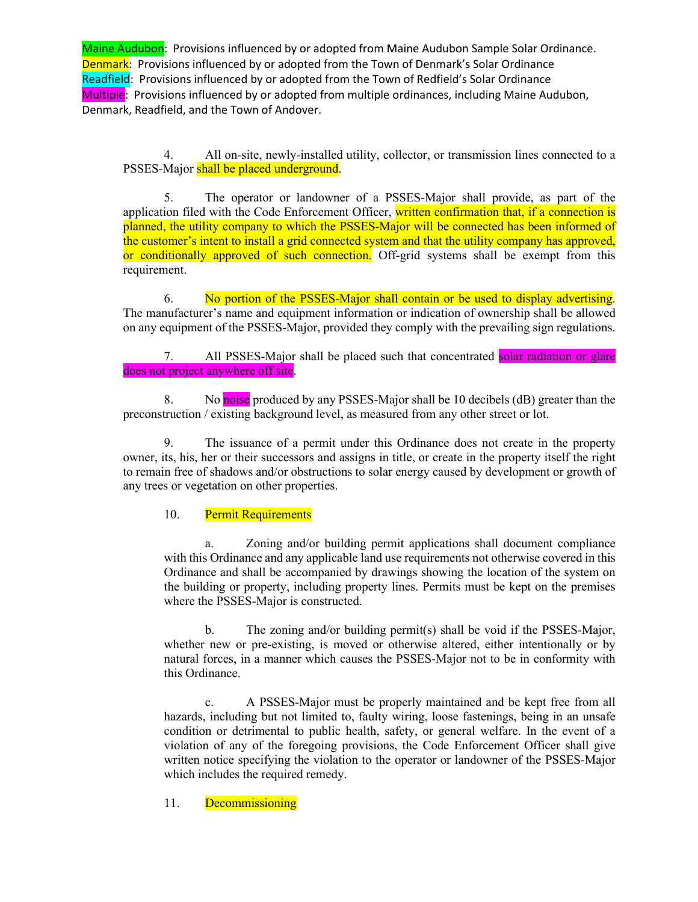Maine Audubon: Provisions influenced by or adopted from Maine Audubon Sample Solar Ordinance.
Denmark: Provisions influenced by or adopted from the Town of Denmark's Solar Ordinance
Readfield: Provisions influenced by or adopted from the Town of Redfield's Solar Ordinance
Multiple: Provisions influenced by or adopted from multiple ordinances, including Maine Audubon, Denmark, Readfield, and the Town of Andover.

4. All on-site, newly-installed utility, collector, or transmission lines connected to a PSSES-Major shall be placed underground.

5. The operator or landowner of a PSSES-Major shall provide, as part of the application filed with the Code Enforcement Officer, written confirmation that, if a connection is planned, the utility company to which the PSSES-Major will be connected has been informed of the customer's intent to install a grid connected system and that the utility company has approved, or conditionally approved of such connection. Off-grid systems shall be exempt from this requirement.

6. No portion of the PSSES-Major shall contain or be used to display advertising. The manufacturer's name and equipment information or indication of ownership shall be allowed on any equipment of the PSSES-Major, provided they comply with the prevailing sign regulations.

7. All PSSES-Major shall be placed such that concentrated solar radiation or glare does not project anywhere off site.

8. No noise produced by any PSSES-Major shall be 10 decibels (dB) greater than the preconstruction / existing background level, as measured from any other street or lot.

9. The issuance of a permit under this Ordinance does not create in the property owner, its, his, her or their successors and assigns in title, or create in the property itself the right to remain free of shadows and/or obstructions to solar energy caused by development or growth of any trees or vegetation on other properties.

10. Permit Requirements

a. Zoning and/or building permit applications shall document compliance with this Ordinance and any applicable land use requirements not otherwise covered in this Ordinance and shall be accompanied by drawings showing the location of the system on the building or property, including property lines. Permits must be kept on the premises where the PSSES-Major is constructed.

b. The zoning and/or building permit(s) shall be void if the PSSES-Major, whether new or pre-existing, is moved or otherwise altered, either intentionally or by natural forces, in a manner which causes the PSSES-Major not to be in conformity with this Ordinance.

c. A PSSES-Major must be properly maintained and be kept free from all hazards, including but not limited to, faulty wiring, loose fastenings, being in an unsafe condition or detrimental to public health, safety, or general welfare. In the event of a violation of any of the foregoing provisions, the Code Enforcement Officer shall give written notice specifying the violation to the operator or landowner of the PSSES-Major which includes the required remedy.

11. Decommissioning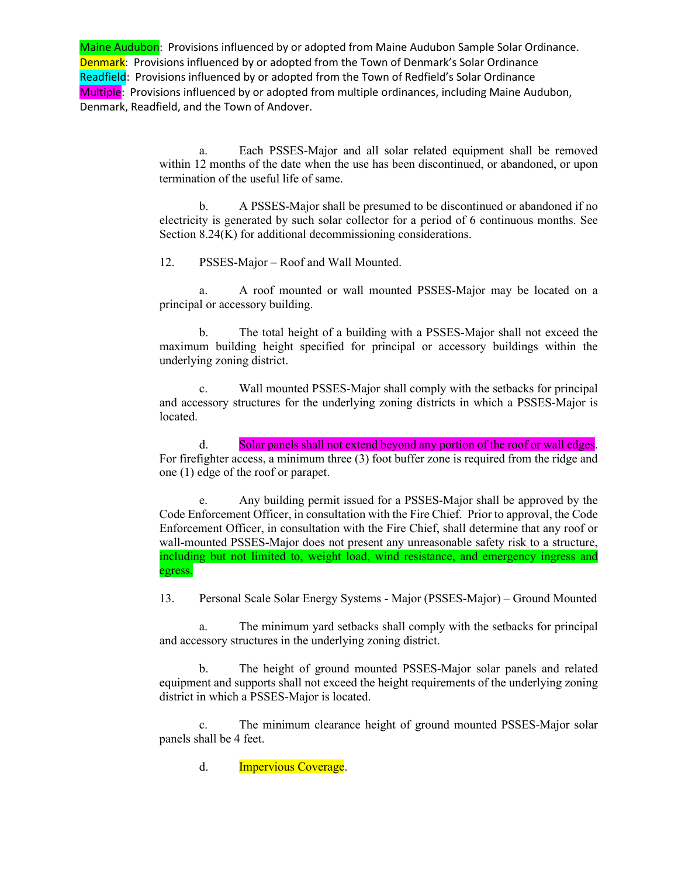Maine Audubon: Provisions influenced by or adopted from Maine Audubon Sample Solar Ordinance.
Denmark: Provisions influenced by or adopted from the Town of Denmark's Solar Ordinance
Readfield: Provisions influenced by or adopted from the Town of Redfield's Solar Ordinance
Multiple: Provisions influenced by or adopted from multiple ordinances, including Maine Audubon, Denmark, Readfield, and the Town of Andover.

a. Each PSSES-Major and all solar related equipment shall be removed within 12 months of the date when the use has been discontinued, or abandoned, or upon termination of the useful life of same.

b. A PSSES-Major shall be presumed to be discontinued or abandoned if no electricity is generated by such solar collector for a period of 6 continuous months. See Section 8.24(K) for additional decommissioning considerations.

12. PSSES-Major – Roof and Wall Mounted.

a. A roof mounted or wall mounted PSSES-Major may be located on a principal or accessory building.

b. The total height of a building with a PSSES-Major shall not exceed the maximum building height specified for principal or accessory buildings within the underlying zoning district.

c. Wall mounted PSSES-Major shall comply with the setbacks for principal and accessory structures for the underlying zoning districts in which a PSSES-Major is located.

d. Solar panels shall not extend beyond any portion of the roof or wall edges. For firefighter access, a minimum three (3) foot buffer zone is required from the ridge and one (1) edge of the roof or parapet.

e. Any building permit issued for a PSSES-Major shall be approved by the Code Enforcement Officer, in consultation with the Fire Chief. Prior to approval, the Code Enforcement Officer, in consultation with the Fire Chief, shall determine that any roof or wall-mounted PSSES-Major does not present any unreasonable safety risk to a structure, including but not limited to, weight load, wind resistance, and emergency ingress and egress.

13. Personal Scale Solar Energy Systems - Major (PSSES-Major) – Ground Mounted

a. The minimum yard setbacks shall comply with the setbacks for principal and accessory structures in the underlying zoning district.

b. The height of ground mounted PSSES-Major solar panels and related equipment and supports shall not exceed the height requirements of the underlying zoning district in which a PSSES-Major is located.

c. The minimum clearance height of ground mounted PSSES-Major solar panels shall be 4 feet.

d. Impervious Coverage.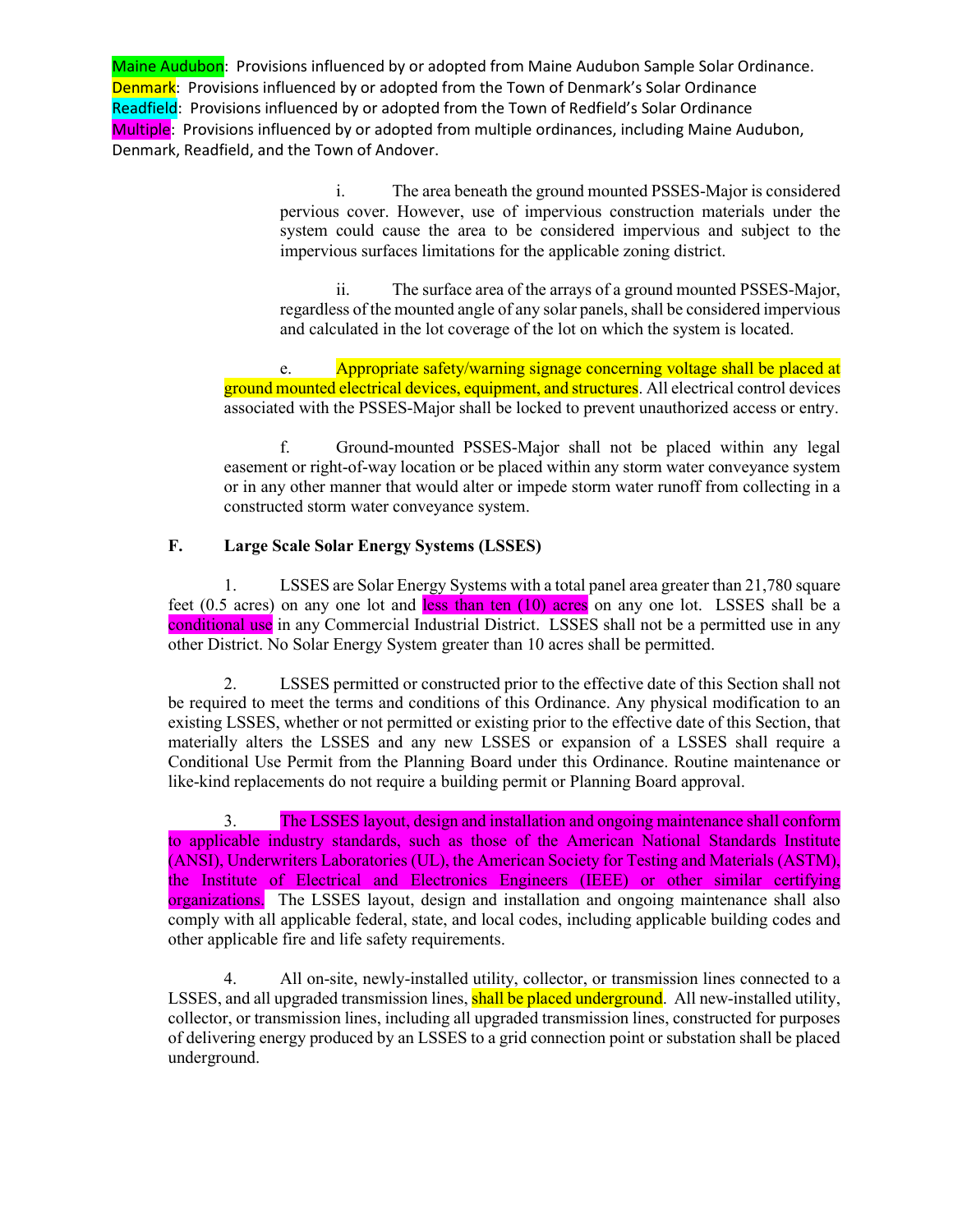Maine Audubon: Provisions influenced by or adopted from Maine Audubon Sample Solar Ordinance.
Denmark: Provisions influenced by or adopted from the Town of Denmark's Solar Ordinance
Readfield: Provisions influenced by or adopted from the Town of Redfield's Solar Ordinance
Multiple: Provisions influenced by or adopted from multiple ordinances, including Maine Audubon, Denmark, Readfield, and the Town of Andover.

i. The area beneath the ground mounted PSSES-Major is considered pervious cover. However, use of impervious construction materials under the system could cause the area to be considered impervious and subject to the impervious surfaces limitations for the applicable zoning district.

ii. The surface area of the arrays of a ground mounted PSSES-Major, regardless of the mounted angle of any solar panels, shall be considered impervious and calculated in the lot coverage of the lot on which the system is located.

e. Appropriate safety/warning signage concerning voltage shall be placed at ground mounted electrical devices, equipment, and structures. All electrical control devices associated with the PSSES-Major shall be locked to prevent unauthorized access or entry.

f. Ground-mounted PSSES-Major shall not be placed within any legal easement or right-of-way location or be placed within any storm water conveyance system or in any other manner that would alter or impede storm water runoff from collecting in a constructed storm water conveyance system.

**F. Large Scale Solar Energy Systems (LSSES)**

1. LSSES are Solar Energy Systems with a total panel area greater than 21,780 square feet (0.5 acres) on any one lot and less than ten (10) acres on any one lot. LSSES shall be a conditional use in any Commercial Industrial District. LSSES shall not be a permitted use in any other District. No Solar Energy System greater than 10 acres shall be permitted.

2. LSSES permitted or constructed prior to the effective date of this Section shall not be required to meet the terms and conditions of this Ordinance. Any physical modification to an existing LSSES, whether or not permitted or existing prior to the effective date of this Section, that materially alters the LSSES and any new LSSES or expansion of a LSSES shall require a Conditional Use Permit from the Planning Board under this Ordinance. Routine maintenance or like-kind replacements do not require a building permit or Planning Board approval.

3. The LSSES layout, design and installation and ongoing maintenance shall conform to applicable industry standards, such as those of the American National Standards Institute (ANSI), Underwriters Laboratories (UL), the American Society for Testing and Materials (ASTM), the Institute of Electrical and Electronics Engineers (IEEE) or other similar certifying organizations. The LSSES layout, design and installation and ongoing maintenance shall also comply with all applicable federal, state, and local codes, including applicable building codes and other applicable fire and life safety requirements.

4. All on-site, newly-installed utility, collector, or transmission lines connected to a LSSES, and all upgraded transmission lines, shall be placed underground. All new-installed utility, collector, or transmission lines, including all upgraded transmission lines, constructed for purposes of delivering energy produced by an LSSES to a grid connection point or substation shall be placed underground.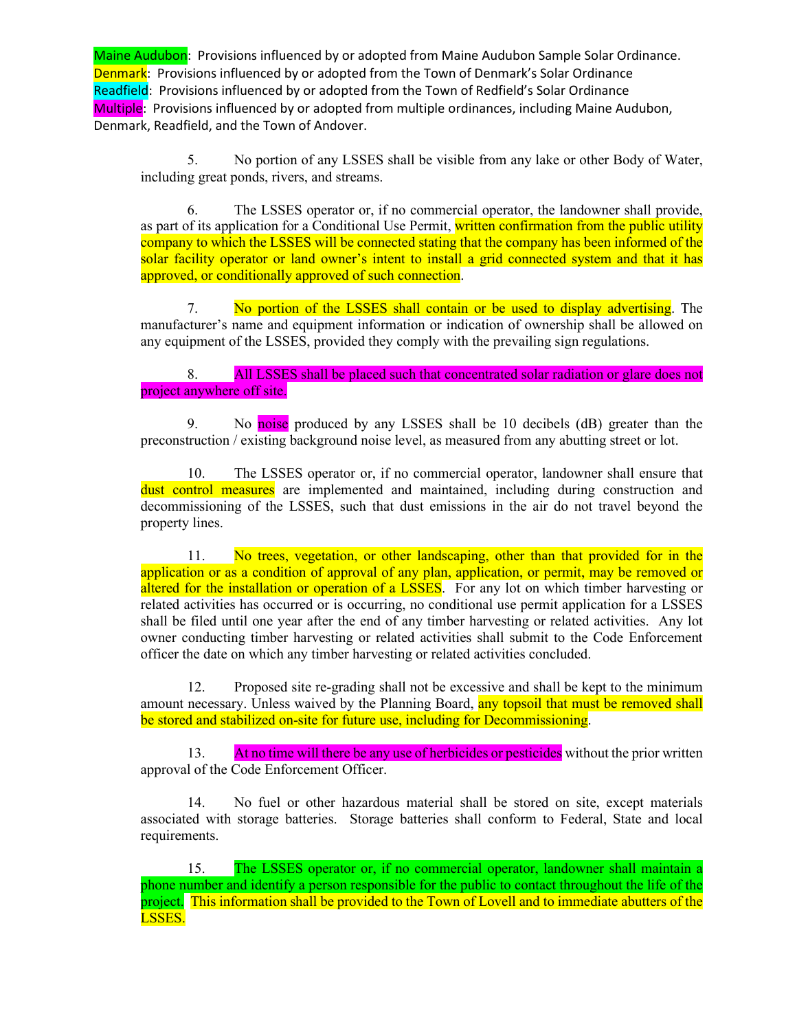Maine Audubon: Provisions influenced by or adopted from Maine Audubon Sample Solar Ordinance.
Denmark: Provisions influenced by or adopted from the Town of Denmark's Solar Ordinance
Readfield: Provisions influenced by or adopted from the Town of Redfield's Solar Ordinance
Multiple: Provisions influenced by or adopted from multiple ordinances, including Maine Audubon, Denmark, Readfield, and the Town of Andover.

5. No portion of any LSSES shall be visible from any lake or other Body of Water, including great ponds, rivers, and streams.

6. The LSSES operator or, if no commercial operator, the landowner shall provide, as part of its application for a Conditional Use Permit, written confirmation from the public utility company to which the LSSES will be connected stating that the company has been informed of the solar facility operator or land owner's intent to install a grid connected system and that it has approved, or conditionally approved of such connection.

7. No portion of the LSSES shall contain or be used to display advertising. The manufacturer's name and equipment information or indication of ownership shall be allowed on any equipment of the LSSES, provided they comply with the prevailing sign regulations.

8. All LSSES shall be placed such that concentrated solar radiation or glare does not project anywhere off site.

9. No noise produced by any LSSES shall be 10 decibels (dB) greater than the preconstruction / existing background noise level, as measured from any abutting street or lot.

10. The LSSES operator or, if no commercial operator, landowner shall ensure that dust control measures are implemented and maintained, including during construction and decommissioning of the LSSES, such that dust emissions in the air do not travel beyond the property lines.

11. No trees, vegetation, or other landscaping, other than that provided for in the application or as a condition of approval of any plan, application, or permit, may be removed or altered for the installation or operation of a LSSES. For any lot on which timber harvesting or related activities has occurred or is occurring, no conditional use permit application for a LSSES shall be filed until one year after the end of any timber harvesting or related activities. Any lot owner conducting timber harvesting or related activities shall submit to the Code Enforcement officer the date on which any timber harvesting or related activities concluded.

12. Proposed site re-grading shall not be excessive and shall be kept to the minimum amount necessary. Unless waived by the Planning Board, any topsoil that must be removed shall be stored and stabilized on-site for future use, including for Decommissioning.

13. At no time will there be any use of herbicides or pesticides without the prior written approval of the Code Enforcement Officer.

14. No fuel or other hazardous material shall be stored on site, except materials associated with storage batteries. Storage batteries shall conform to Federal, State and local requirements.

15. The LSSES operator or, if no commercial operator, landowner shall maintain a phone number and identify a person responsible for the public to contact throughout the life of the project. This information shall be provided to the Town of Lovell and to immediate abutters of the LSSES.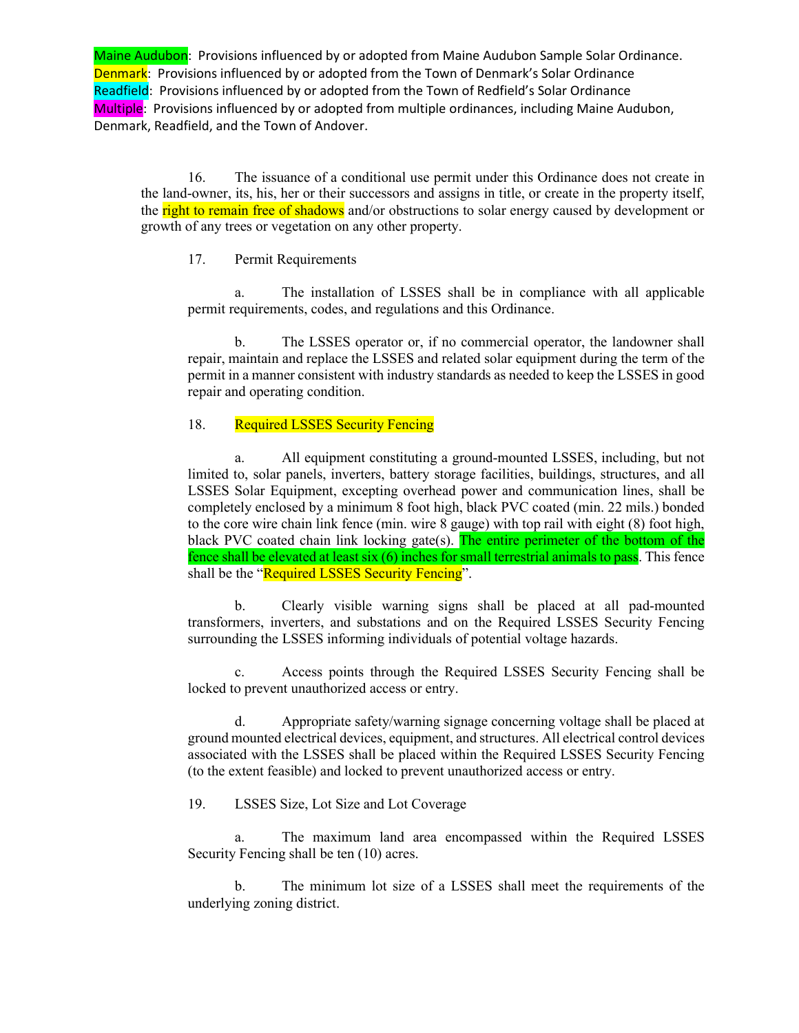Maine Audubon: Provisions influenced by or adopted from Maine Audubon Sample Solar Ordinance.
Denmark: Provisions influenced by or adopted from the Town of Denmark's Solar Ordinance
Readfield: Provisions influenced by or adopted from the Town of Redfield's Solar Ordinance
Multiple: Provisions influenced by or adopted from multiple ordinances, including Maine Audubon, Denmark, Readfield, and the Town of Andover.

16. The issuance of a conditional use permit under this Ordinance does not create in the land-owner, its, his, her or their successors and assigns in title, or create in the property itself, the right to remain free of shadows and/or obstructions to solar energy caused by development or growth of any trees or vegetation on any other property.

17. Permit Requirements

a. The installation of LSSES shall be in compliance with all applicable permit requirements, codes, and regulations and this Ordinance.

b. The LSSES operator or, if no commercial operator, the landowner shall repair, maintain and replace the LSSES and related solar equipment during the term of the permit in a manner consistent with industry standards as needed to keep the LSSES in good repair and operating condition.

18. Required LSSES Security Fencing

a. All equipment constituting a ground-mounted LSSES, including, but not limited to, solar panels, inverters, battery storage facilities, buildings, structures, and all LSSES Solar Equipment, excepting overhead power and communication lines, shall be completely enclosed by a minimum 8 foot high, black PVC coated (min. 22 mils.) bonded to the core wire chain link fence (min. wire 8 gauge) with top rail with eight (8) foot high, black PVC coated chain link locking gate(s). The entire perimeter of the bottom of the fence shall be elevated at least six (6) inches for small terrestrial animals to pass. This fence shall be the "Required LSSES Security Fencing".

b. Clearly visible warning signs shall be placed at all pad-mounted transformers, inverters, and substations and on the Required LSSES Security Fencing surrounding the LSSES informing individuals of potential voltage hazards.

c. Access points through the Required LSSES Security Fencing shall be locked to prevent unauthorized access or entry.

d. Appropriate safety/warning signage concerning voltage shall be placed at ground mounted electrical devices, equipment, and structures. All electrical control devices associated with the LSSES shall be placed within the Required LSSES Security Fencing (to the extent feasible) and locked to prevent unauthorized access or entry.

19. LSSES Size, Lot Size and Lot Coverage

a. The maximum land area encompassed within the Required LSSES Security Fencing shall be ten (10) acres.

b. The minimum lot size of a LSSES shall meet the requirements of the underlying zoning district.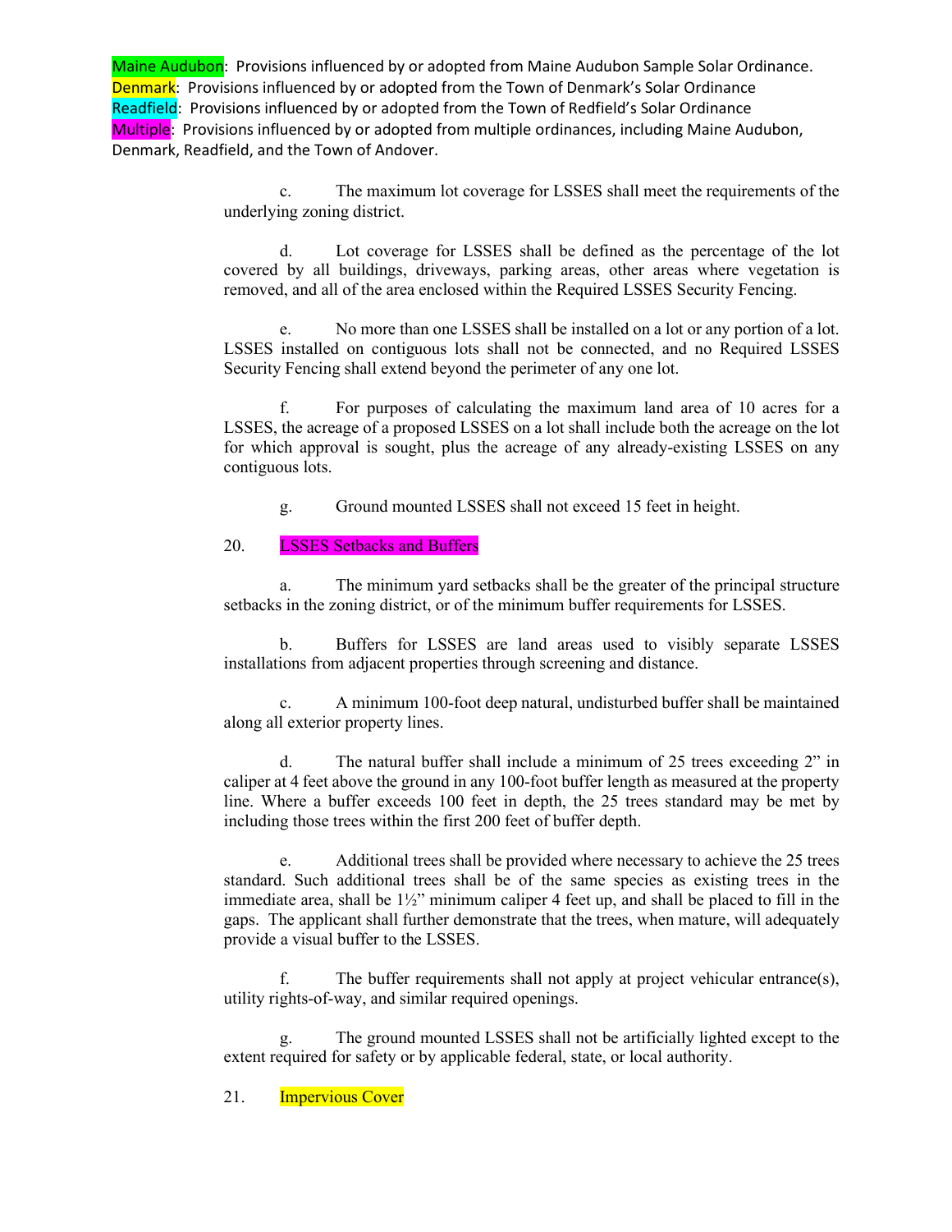Maine Audubon: Provisions influenced by or adopted from Maine Audubon Sample Solar Ordinance.
Denmark: Provisions influenced by or adopted from the Town of Denmark's Solar Ordinance
Readfield: Provisions influenced by or adopted from the Town of Redfield's Solar Ordinance
Multiple: Provisions influenced by or adopted from multiple ordinances, including Maine Audubon, Denmark, Readfield, and the Town of Andover.

c. The maximum lot coverage for LSSES shall meet the requirements of the underlying zoning district.

d. Lot coverage for LSSES shall be defined as the percentage of the lot covered by all buildings, driveways, parking areas, other areas where vegetation is removed, and all of the area enclosed within the Required LSSES Security Fencing.

e. No more than one LSSES shall be installed on a lot or any portion of a lot. LSSES installed on contiguous lots shall not be connected, and no Required LSSES Security Fencing shall extend beyond the perimeter of any one lot.

f. For purposes of calculating the maximum land area of 10 acres for a LSSES, the acreage of a proposed LSSES on a lot shall include both the acreage on the lot for which approval is sought, plus the acreage of any already-existing LSSES on any contiguous lots.

g. Ground mounted LSSES shall not exceed 15 feet in height.

20. LSSES Setbacks and Buffers

a. The minimum yard setbacks shall be the greater of the principal structure setbacks in the zoning district, or of the minimum buffer requirements for LSSES.

b. Buffers for LSSES are land areas used to visibly separate LSSES installations from adjacent properties through screening and distance.

c. A minimum 100-foot deep natural, undisturbed buffer shall be maintained along all exterior property lines.

d. The natural buffer shall include a minimum of 25 trees exceeding 2" in caliper at 4 feet above the ground in any 100-foot buffer length as measured at the property line. Where a buffer exceeds 100 feet in depth, the 25 trees standard may be met by including those trees within the first 200 feet of buffer depth.

e. Additional trees shall be provided where necessary to achieve the 25 trees standard. Such additional trees shall be of the same species as existing trees in the immediate area, shall be 1½" minimum caliper 4 feet up, and shall be placed to fill in the gaps. The applicant shall further demonstrate that the trees, when mature, will adequately provide a visual buffer to the LSSES.

f. The buffer requirements shall not apply at project vehicular entrance(s), utility rights-of-way, and similar required openings.

g. The ground mounted LSSES shall not be artificially lighted except to the extent required for safety or by applicable federal, state, or local authority.

21. Impervious Cover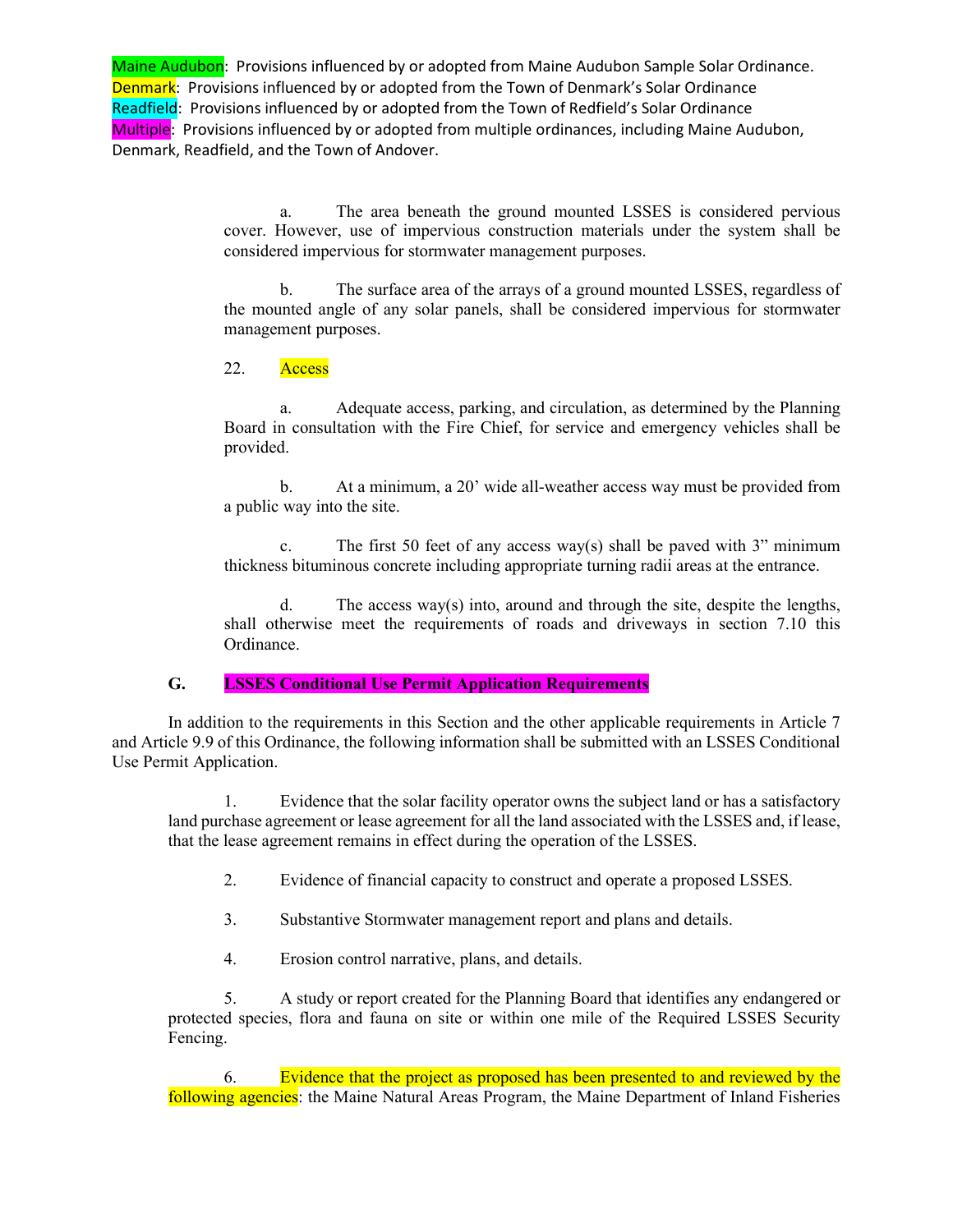Maine Audubon: Provisions influenced by or adopted from Maine Audubon Sample Solar Ordinance.
Denmark: Provisions influenced by or adopted from the Town of Denmark's Solar Ordinance
Readfield: Provisions influenced by or adopted from the Town of Redfield's Solar Ordinance
Multiple: Provisions influenced by or adopted from multiple ordinances, including Maine Audubon, Denmark, Readfield, and the Town of Andover.

a. The area beneath the ground mounted LSSES is considered pervious cover. However, use of impervious construction materials under the system shall be considered impervious for stormwater management purposes.

b. The surface area of the arrays of a ground mounted LSSES, regardless of the mounted angle of any solar panels, shall be considered impervious for stormwater management purposes.

22. Access

a. Adequate access, parking, and circulation, as determined by the Planning Board in consultation with the Fire Chief, for service and emergency vehicles shall be provided.

b. At a minimum, a 20' wide all-weather access way must be provided from a public way into the site.

c. The first 50 feet of any access way(s) shall be paved with 3" minimum thickness bituminous concrete including appropriate turning radii areas at the entrance.

d. The access way(s) into, around and through the site, despite the lengths, shall otherwise meet the requirements of roads and driveways in section 7.10 this Ordinance.

**G. LSSES Conditional Use Permit Application Requirements**

In addition to the requirements in this Section and the other applicable requirements in Article 7 and Article 9.9 of this Ordinance, the following information shall be submitted with an LSSES Conditional Use Permit Application.

1. Evidence that the solar facility operator owns the subject land or has a satisfactory land purchase agreement or lease agreement for all the land associated with the LSSES and, if lease, that the lease agreement remains in effect during the operation of the LSSES.

2. Evidence of financial capacity to construct and operate a proposed LSSES.

3. Substantive Stormwater management report and plans and details.

4. Erosion control narrative, plans, and details.

5. A study or report created for the Planning Board that identifies any endangered or protected species, flora and fauna on site or within one mile of the Required LSSES Security Fencing.

6. Evidence that the project as proposed has been presented to and reviewed by the following agencies: the Maine Natural Areas Program, the Maine Department of Inland Fisheries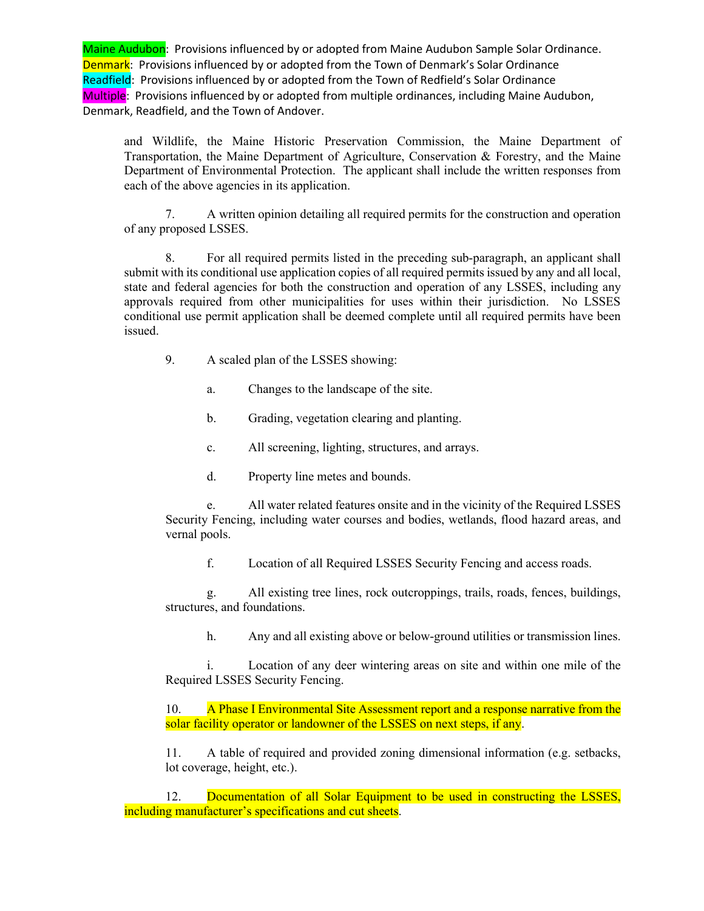Maine Audubon: Provisions influenced by or adopted from Maine Audubon Sample Solar Ordinance.
Denmark: Provisions influenced by or adopted from the Town of Denmark's Solar Ordinance
Readfield: Provisions influenced by or adopted from the Town of Redfield's Solar Ordinance
Multiple: Provisions influenced by or adopted from multiple ordinances, including Maine Audubon, Denmark, Readfield, and the Town of Andover.

and Wildlife, the Maine Historic Preservation Commission, the Maine Department of Transportation, the Maine Department of Agriculture, Conservation & Forestry, and the Maine Department of Environmental Protection. The applicant shall include the written responses from each of the above agencies in its application.

7. A written opinion detailing all required permits for the construction and operation of any proposed LSSES.

8. For all required permits listed in the preceding sub-paragraph, an applicant shall submit with its conditional use application copies of all required permits issued by any and all local, state and federal agencies for both the construction and operation of any LSSES, including any approvals required from other municipalities for uses within their jurisdiction. No LSSES conditional use permit application shall be deemed complete until all required permits have been issued.

9. A scaled plan of the LSSES showing:

a. Changes to the landscape of the site.

b. Grading, vegetation clearing and planting.

c. All screening, lighting, structures, and arrays.

d. Property line metes and bounds.

e. All water related features onsite and in the vicinity of the Required LSSES Security Fencing, including water courses and bodies, wetlands, flood hazard areas, and vernal pools.

f. Location of all Required LSSES Security Fencing and access roads.

g. All existing tree lines, rock outcroppings, trails, roads, fences, buildings, structures, and foundations.

h. Any and all existing above or below-ground utilities or transmission lines.

i. Location of any deer wintering areas on site and within one mile of the Required LSSES Security Fencing.

10. A Phase I Environmental Site Assessment report and a response narrative from the solar facility operator or landowner of the LSSES on next steps, if any.

11. A table of required and provided zoning dimensional information (e.g. setbacks, lot coverage, height, etc.).

12. Documentation of all Solar Equipment to be used in constructing the LSSES, including manufacturer's specifications and cut sheets.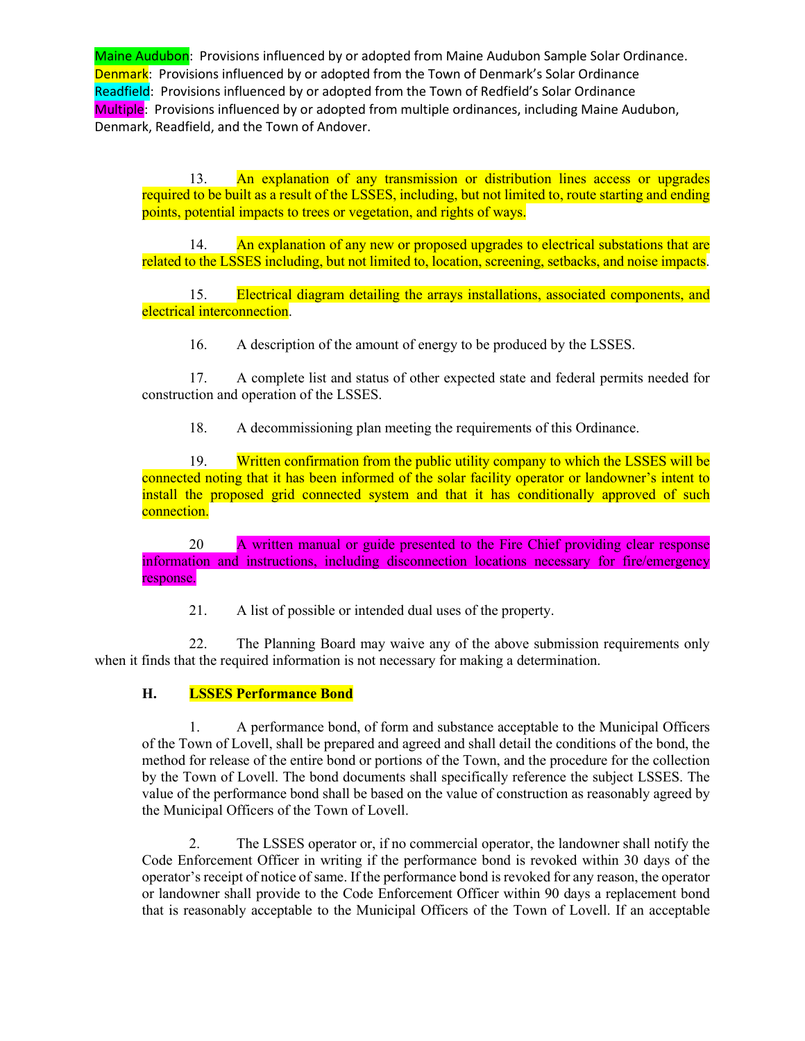Maine Audubon: Provisions influenced by or adopted from Maine Audubon Sample Solar Ordinance.
Denmark: Provisions influenced by or adopted from the Town of Denmark's Solar Ordinance
Readfield: Provisions influenced by or adopted from the Town of Redfield's Solar Ordinance
Multiple: Provisions influenced by or adopted from multiple ordinances, including Maine Audubon, Denmark, Readfield, and the Town of Andover.

13. An explanation of any transmission or distribution lines access or upgrades required to be built as a result of the LSSES, including, but not limited to, route starting and ending points, potential impacts to trees or vegetation, and rights of ways.

14. An explanation of any new or proposed upgrades to electrical substations that are related to the LSSES including, but not limited to, location, screening, setbacks, and noise impacts.

15. Electrical diagram detailing the arrays installations, associated components, and electrical interconnection.

16. A description of the amount of energy to be produced by the LSSES.

17. A complete list and status of other expected state and federal permits needed for construction and operation of the LSSES.

18. A decommissioning plan meeting the requirements of this Ordinance.

19. Written confirmation from the public utility company to which the LSSES will be connected noting that it has been informed of the solar facility operator or landowner's intent to install the proposed grid connected system and that it has conditionally approved of such connection.

20 A written manual or guide presented to the Fire Chief providing clear response information and instructions, including disconnection locations necessary for fire/emergency response.

21. A list of possible or intended dual uses of the property.

22. The Planning Board may waive any of the above submission requirements only when it finds that the required information is not necessary for making a determination.

**H. LSSES Performance Bond**

1. A performance bond, of form and substance acceptable to the Municipal Officers of the Town of Lovell, shall be prepared and agreed and shall detail the conditions of the bond, the method for release of the entire bond or portions of the Town, and the procedure for the collection by the Town of Lovell. The bond documents shall specifically reference the subject LSSES. The value of the performance bond shall be based on the value of construction as reasonably agreed by the Municipal Officers of the Town of Lovell.

2. The LSSES operator or, if no commercial operator, the landowner shall notify the Code Enforcement Officer in writing if the performance bond is revoked within 30 days of the operator's receipt of notice of same. If the performance bond is revoked for any reason, the operator or landowner shall provide to the Code Enforcement Officer within 90 days a replacement bond that is reasonably acceptable to the Municipal Officers of the Town of Lovell. If an acceptable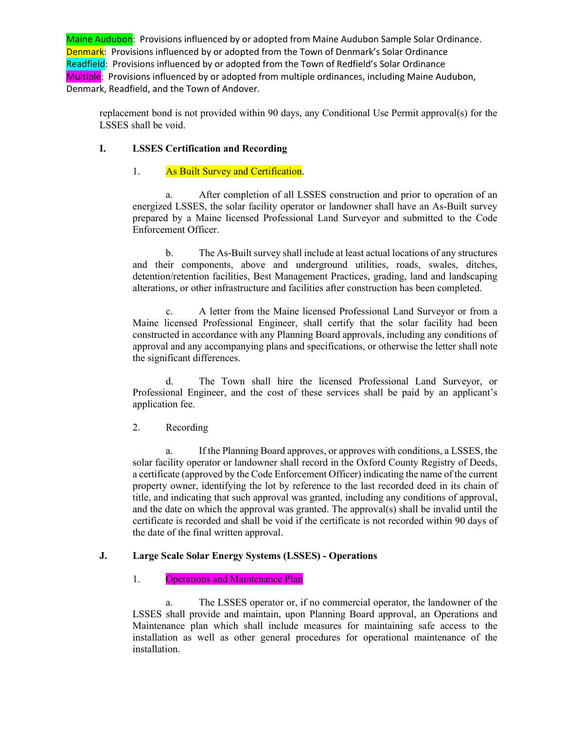Maine Audubon: Provisions influenced by or adopted from Maine Audubon Sample Solar Ordinance.
Denmark: Provisions influenced by or adopted from the Town of Denmark's Solar Ordinance
Readfield: Provisions influenced by or adopted from the Town of Redfield's Solar Ordinance
Multiple: Provisions influenced by or adopted from multiple ordinances, including Maine Audubon, Denmark, Readfield, and the Town of Andover.

replacement bond is not provided within 90 days, any Conditional Use Permit approval(s) for the LSSES shall be void.

**I. LSSES Certification and Recording**

1. As Built Survey and Certification.

a. After completion of all LSSES construction and prior to operation of an energized LSSES, the solar facility operator or landowner shall have an As-Built survey prepared by a Maine licensed Professional Land Surveyor and submitted to the Code Enforcement Officer.

b. The As-Built survey shall include at least actual locations of any structures and their components, above and underground utilities, roads, swales, ditches, detention/retention facilities, Best Management Practices, grading, land and landscaping alterations, or other infrastructure and facilities after construction has been completed.

c. A letter from the Maine licensed Professional Land Surveyor or from a Maine licensed Professional Engineer, shall certify that the solar facility had been constructed in accordance with any Planning Board approvals, including any conditions of approval and any accompanying plans and specifications, or otherwise the letter shall note the significant differences.

d. The Town shall hire the licensed Professional Land Surveyor, or Professional Engineer, and the cost of these services shall be paid by an applicant's application fee.

2. Recording

a. If the Planning Board approves, or approves with conditions, a LSSES, the solar facility operator or landowner shall record in the Oxford County Registry of Deeds, a certificate (approved by the Code Enforcement Officer) indicating the name of the current property owner, identifying the lot by reference to the last recorded deed in its chain of title, and indicating that such approval was granted, including any conditions of approval, and the date on which the approval was granted. The approval(s) shall be invalid until the certificate is recorded and shall be void if the certificate is not recorded within 90 days of the date of the final written approval.

**J. Large Scale Solar Energy Systems (LSSES) - Operations**

1. Operations and Maintenance Plan

a. The LSSES operator or, if no commercial operator, the landowner of the LSSES shall provide and maintain, upon Planning Board approval, an Operations and Maintenance plan which shall include measures for maintaining safe access to the installation as well as other general procedures for operational maintenance of the installation.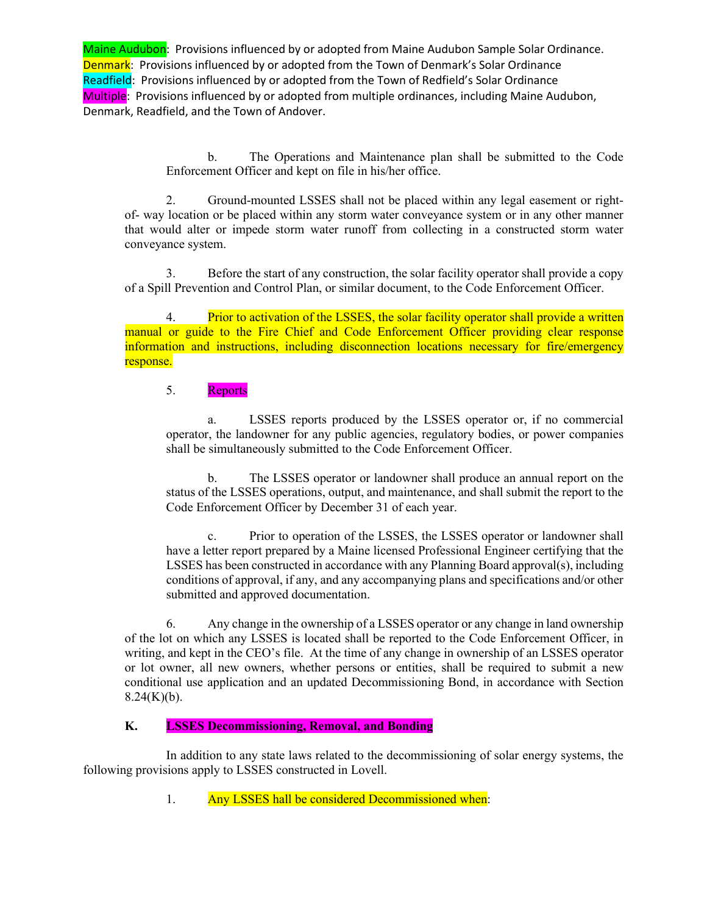Maine Audubon: Provisions influenced by or adopted from Maine Audubon Sample Solar Ordinance.
Denmark: Provisions influenced by or adopted from the Town of Denmark's Solar Ordinance
Readfield: Provisions influenced by or adopted from the Town of Redfield's Solar Ordinance
Multiple: Provisions influenced by or adopted from multiple ordinances, including Maine Audubon, Denmark, Readfield, and the Town of Andover.

b. The Operations and Maintenance plan shall be submitted to the Code Enforcement Officer and kept on file in his/her office.

2. Ground-mounted LSSES shall not be placed within any legal easement or right-of- way location or be placed within any storm water conveyance system or in any other manner that would alter or impede storm water runoff from collecting in a constructed storm water conveyance system.

3. Before the start of any construction, the solar facility operator shall provide a copy of a Spill Prevention and Control Plan, or similar document, to the Code Enforcement Officer.

4. Prior to activation of the LSSES, the solar facility operator shall provide a written manual or guide to the Fire Chief and Code Enforcement Officer providing clear response information and instructions, including disconnection locations necessary for fire/emergency response.

5. Reports

a. LSSES reports produced by the LSSES operator or, if no commercial operator, the landowner for any public agencies, regulatory bodies, or power companies shall be simultaneously submitted to the Code Enforcement Officer.

b. The LSSES operator or landowner shall produce an annual report on the status of the LSSES operations, output, and maintenance, and shall submit the report to the Code Enforcement Officer by December 31 of each year.

c. Prior to operation of the LSSES, the LSSES operator or landowner shall have a letter report prepared by a Maine licensed Professional Engineer certifying that the LSSES has been constructed in accordance with any Planning Board approval(s), including conditions of approval, if any, and any accompanying plans and specifications and/or other submitted and approved documentation.

6. Any change in the ownership of a LSSES operator or any change in land ownership of the lot on which any LSSES is located shall be reported to the Code Enforcement Officer, in writing, and kept in the CEO's file. At the time of any change in ownership of an LSSES operator or lot owner, all new owners, whether persons or entities, shall be required to submit a new conditional use application and an updated Decommissioning Bond, in accordance with Section 8.24(K)(b).

**K. LSSES Decommissioning, Removal, and Bonding**

In addition to any state laws related to the decommissioning of solar energy systems, the following provisions apply to LSSES constructed in Lovell.

1. Any LSSES hall be considered Decommissioned when: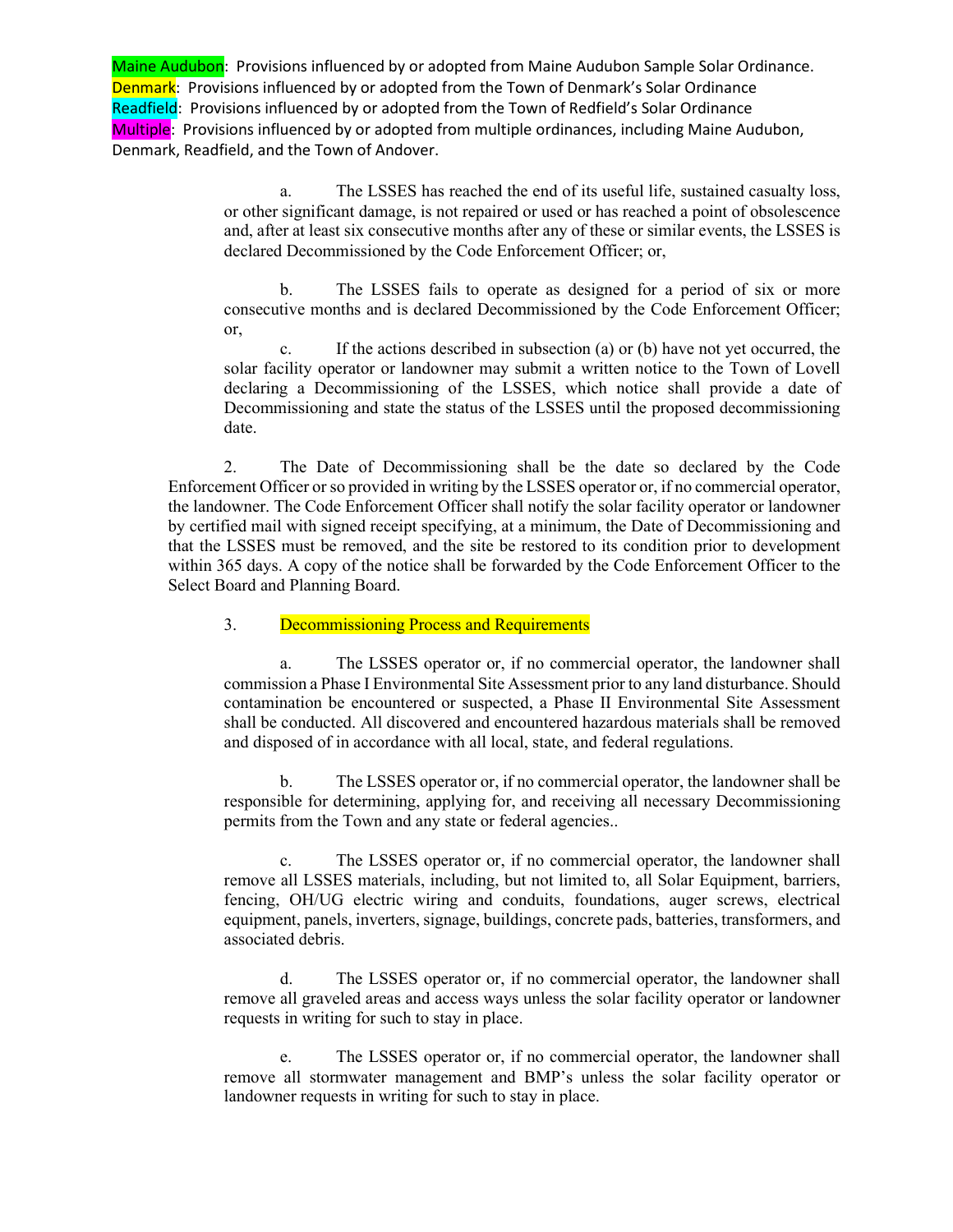Maine Audubon: Provisions influenced by or adopted from Maine Audubon Sample Solar Ordinance.
Denmark: Provisions influenced by or adopted from the Town of Denmark's Solar Ordinance
Readfield: Provisions influenced by or adopted from the Town of Redfield's Solar Ordinance
Multiple: Provisions influenced by or adopted from multiple ordinances, including Maine Audubon, Denmark, Readfield, and the Town of Andover.

a. The LSSES has reached the end of its useful life, sustained casualty loss, or other significant damage, is not repaired or used or has reached a point of obsolescence and, after at least six consecutive months after any of these or similar events, the LSSES is declared Decommissioned by the Code Enforcement Officer; or,

b. The LSSES fails to operate as designed for a period of six or more consecutive months and is declared Decommissioned by the Code Enforcement Officer; or,

c. If the actions described in subsection (a) or (b) have not yet occurred, the solar facility operator or landowner may submit a written notice to the Town of Lovell declaring a Decommissioning of the LSSES, which notice shall provide a date of Decommissioning and state the status of the LSSES until the proposed decommissioning date.

2. The Date of Decommissioning shall be the date so declared by the Code Enforcement Officer or so provided in writing by the LSSES operator or, if no commercial operator, the landowner. The Code Enforcement Officer shall notify the solar facility operator or landowner by certified mail with signed receipt specifying, at a minimum, the Date of Decommissioning and that the LSSES must be removed, and the site be restored to its condition prior to development within 365 days. A copy of the notice shall be forwarded by the Code Enforcement Officer to the Select Board and Planning Board.

3. Decommissioning Process and Requirements

a. The LSSES operator or, if no commercial operator, the landowner shall commission a Phase I Environmental Site Assessment prior to any land disturbance. Should contamination be encountered or suspected, a Phase II Environmental Site Assessment shall be conducted. All discovered and encountered hazardous materials shall be removed and disposed of in accordance with all local, state, and federal regulations.

b. The LSSES operator or, if no commercial operator, the landowner shall be responsible for determining, applying for, and receiving all necessary Decommissioning permits from the Town and any state or federal agencies..

c. The LSSES operator or, if no commercial operator, the landowner shall remove all LSSES materials, including, but not limited to, all Solar Equipment, barriers, fencing, OH/UG electric wiring and conduits, foundations, auger screws, electrical equipment, panels, inverters, signage, buildings, concrete pads, batteries, transformers, and associated debris.

d. The LSSES operator or, if no commercial operator, the landowner shall remove all graveled areas and access ways unless the solar facility operator or landowner requests in writing for such to stay in place.

e. The LSSES operator or, if no commercial operator, the landowner shall remove all stormwater management and BMP's unless the solar facility operator or landowner requests in writing for such to stay in place.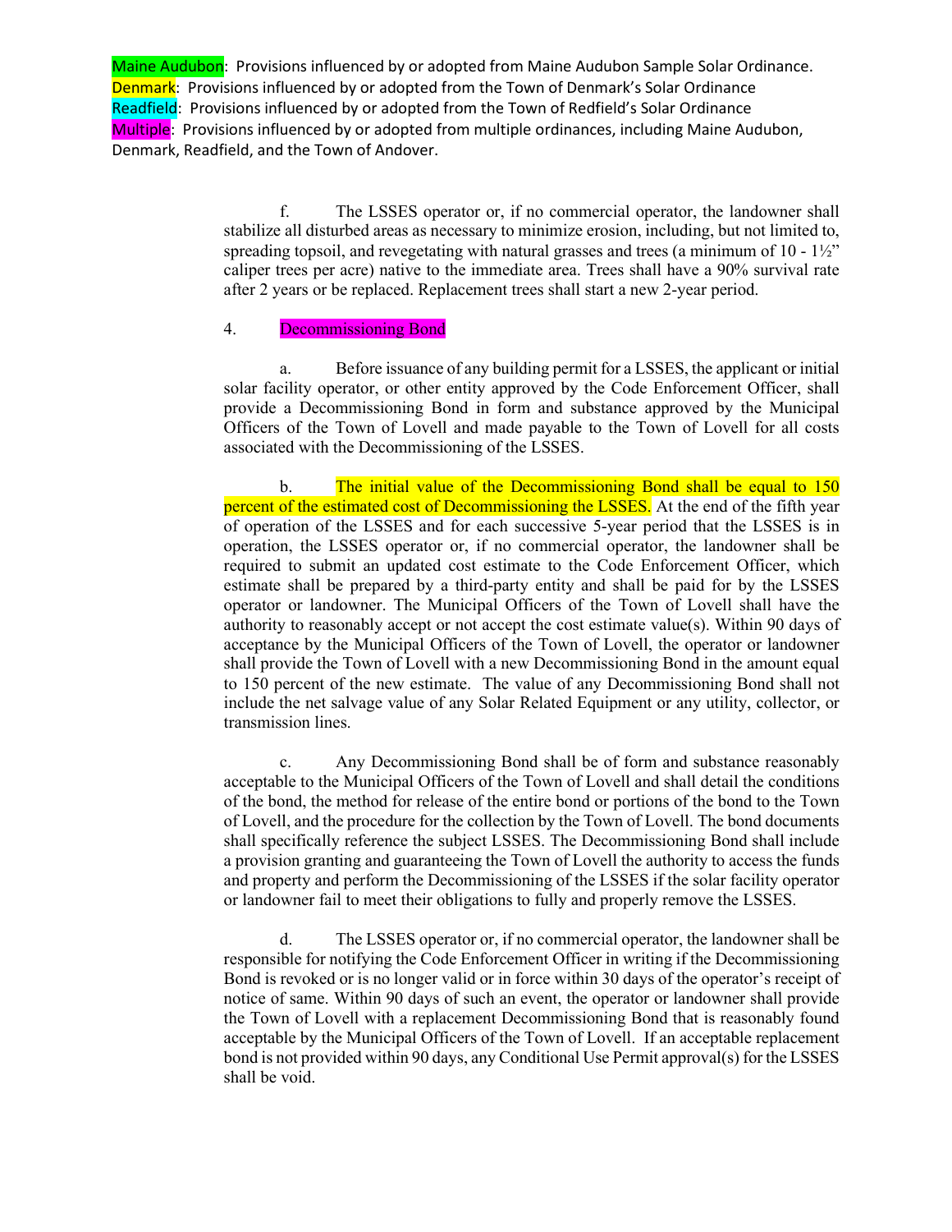Maine Audubon: Provisions influenced by or adopted from Maine Audubon Sample Solar Ordinance.
Denmark: Provisions influenced by or adopted from the Town of Denmark's Solar Ordinance
Readfield: Provisions influenced by or adopted from the Town of Redfield's Solar Ordinance
Multiple: Provisions influenced by or adopted from multiple ordinances, including Maine Audubon, Denmark, Readfield, and the Town of Andover.

f. The LSSES operator or, if no commercial operator, the landowner shall stabilize all disturbed areas as necessary to minimize erosion, including, but not limited to, spreading topsoil, and revegetating with natural grasses and trees (a minimum of 10 - 1½" caliper trees per acre) native to the immediate area. Trees shall have a 90% survival rate after 2 years or be replaced. Replacement trees shall start a new 2-year period.

4. Decommissioning Bond

a. Before issuance of any building permit for a LSSES, the applicant or initial solar facility operator, or other entity approved by the Code Enforcement Officer, shall provide a Decommissioning Bond in form and substance approved by the Municipal Officers of the Town of Lovell and made payable to the Town of Lovell for all costs associated with the Decommissioning of the LSSES.

b. The initial value of the Decommissioning Bond shall be equal to 150 percent of the estimated cost of Decommissioning the LSSES. At the end of the fifth year of operation of the LSSES and for each successive 5-year period that the LSSES is in operation, the LSSES operator or, if no commercial operator, the landowner shall be required to submit an updated cost estimate to the Code Enforcement Officer, which estimate shall be prepared by a third-party entity and shall be paid for by the LSSES operator or landowner. The Municipal Officers of the Town of Lovell shall have the authority to reasonably accept or not accept the cost estimate value(s). Within 90 days of acceptance by the Municipal Officers of the Town of Lovell, the operator or landowner shall provide the Town of Lovell with a new Decommissioning Bond in the amount equal to 150 percent of the new estimate. The value of any Decommissioning Bond shall not include the net salvage value of any Solar Related Equipment or any utility, collector, or transmission lines.

c. Any Decommissioning Bond shall be of form and substance reasonably acceptable to the Municipal Officers of the Town of Lovell and shall detail the conditions of the bond, the method for release of the entire bond or portions of the bond to the Town of Lovell, and the procedure for the collection by the Town of Lovell. The bond documents shall specifically reference the subject LSSES. The Decommissioning Bond shall include a provision granting and guaranteeing the Town of Lovell the authority to access the funds and property and perform the Decommissioning of the LSSES if the solar facility operator or landowner fail to meet their obligations to fully and properly remove the LSSES.

d. The LSSES operator or, if no commercial operator, the landowner shall be responsible for notifying the Code Enforcement Officer in writing if the Decommissioning Bond is revoked or is no longer valid or in force within 30 days of the operator's receipt of notice of same. Within 90 days of such an event, the operator or landowner shall provide the Town of Lovell with a replacement Decommissioning Bond that is reasonably found acceptable by the Municipal Officers of the Town of Lovell. If an acceptable replacement bond is not provided within 90 days, any Conditional Use Permit approval(s) for the LSSES shall be void.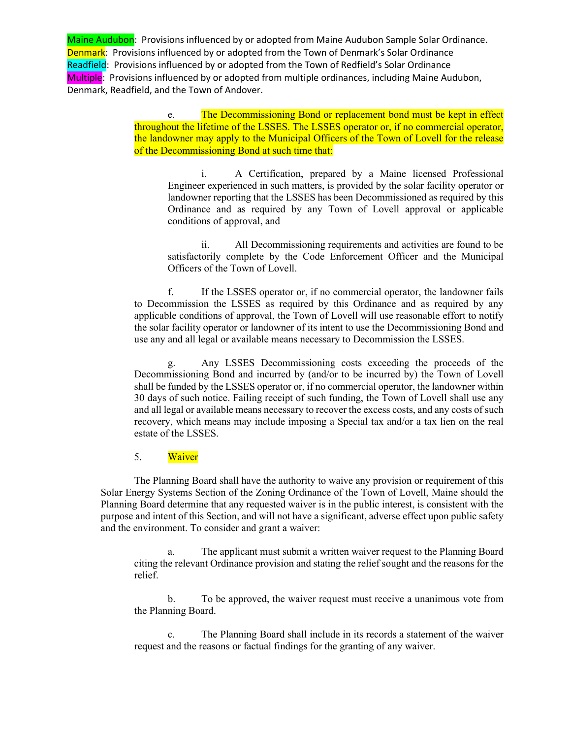Maine Audubon: Provisions influenced by or adopted from Maine Audubon Sample Solar Ordinance.
Denmark: Provisions influenced by or adopted from the Town of Denmark's Solar Ordinance
Readfield: Provisions influenced by or adopted from the Town of Redfield's Solar Ordinance
Multiple: Provisions influenced by or adopted from multiple ordinances, including Maine Audubon, Denmark, Readfield, and the Town of Andover.

e. The Decommissioning Bond or replacement bond must be kept in effect throughout the lifetime of the LSSES. The LSSES operator or, if no commercial operator, the landowner may apply to the Municipal Officers of the Town of Lovell for the release of the Decommissioning Bond at such time that:

i. A Certification, prepared by a Maine licensed Professional Engineer experienced in such matters, is provided by the solar facility operator or landowner reporting that the LSSES has been Decommissioned as required by this Ordinance and as required by any Town of Lovell approval or applicable conditions of approval, and

ii. All Decommissioning requirements and activities are found to be satisfactorily complete by the Code Enforcement Officer and the Municipal Officers of the Town of Lovell.

f. If the LSSES operator or, if no commercial operator, the landowner fails to Decommission the LSSES as required by this Ordinance and as required by any applicable conditions of approval, the Town of Lovell will use reasonable effort to notify the solar facility operator or landowner of its intent to use the Decommissioning Bond and use any and all legal or available means necessary to Decommission the LSSES.

g. Any LSSES Decommissioning costs exceeding the proceeds of the Decommissioning Bond and incurred by (and/or to be incurred by) the Town of Lovell shall be funded by the LSSES operator or, if no commercial operator, the landowner within 30 days of such notice. Failing receipt of such funding, the Town of Lovell shall use any and all legal or available means necessary to recover the excess costs, and any costs of such recovery, which means may include imposing a Special tax and/or a tax lien on the real estate of the LSSES.

5. Waiver

The Planning Board shall have the authority to waive any provision or requirement of this Solar Energy Systems Section of the Zoning Ordinance of the Town of Lovell, Maine should the Planning Board determine that any requested waiver is in the public interest, is consistent with the purpose and intent of this Section, and will not have a significant, adverse effect upon public safety and the environment. To consider and grant a waiver:

a. The applicant must submit a written waiver request to the Planning Board citing the relevant Ordinance provision and stating the relief sought and the reasons for the relief.

b. To be approved, the waiver request must receive a unanimous vote from the Planning Board.

c. The Planning Board shall include in its records a statement of the waiver request and the reasons or factual findings for the granting of any waiver.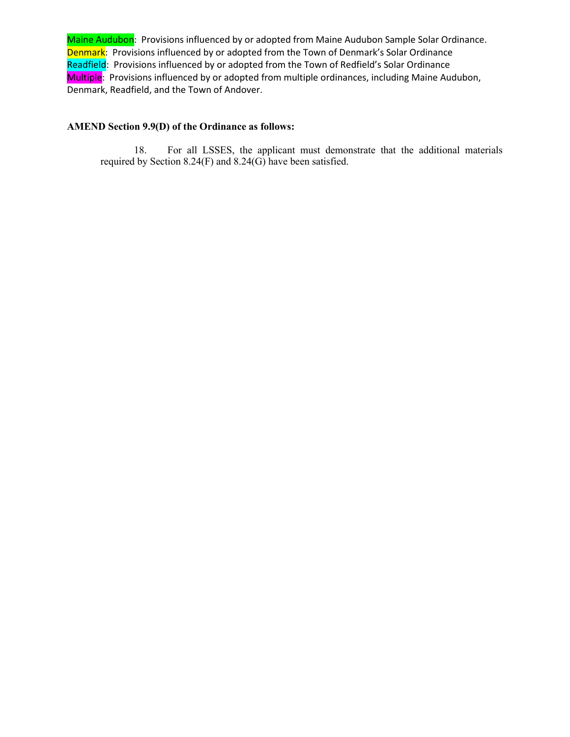Maine Audubon: Provisions influenced by or adopted from Maine Audubon Sample Solar Ordinance.
Denmark: Provisions influenced by or adopted from the Town of Denmark's Solar Ordinance
Readfield: Provisions influenced by or adopted from the Town of Redfield's Solar Ordinance
Multiple: Provisions influenced by or adopted from multiple ordinances, including Maine Audubon, Denmark, Readfield, and the Town of Andover.

**AMEND Section 9.9(D) of the Ordinance as follows:**

18. For all LSSES, the applicant must demonstrate that the additional materials required by Section 8.24(F) and 8.24(G) have been satisfied.